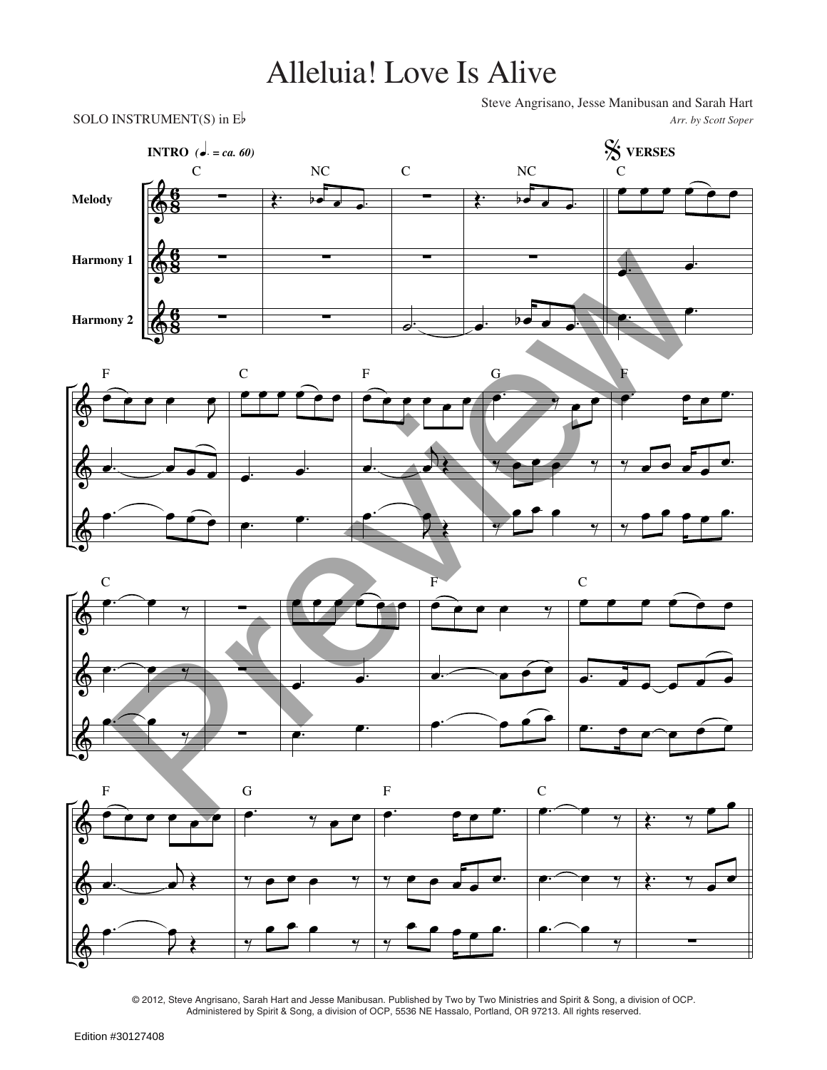# Alleluia! Love Is Alive

Steve Angrisano, Jesse Manibusan and Sarah Hart

*Arr. by Scott Soper*

SOLO INSTRUMENT(S) in E♭

© 2012, Steve Angrisano, Sarah Hart and Jesse Manibusan. Published by Two by Two Ministries and Spirit & Song, a division of OCP. Administered by Spirit & Song, a division of OCP, 5536 NE Hassalo, Portland, OR 97213. All rights reserved.

Edition #30127408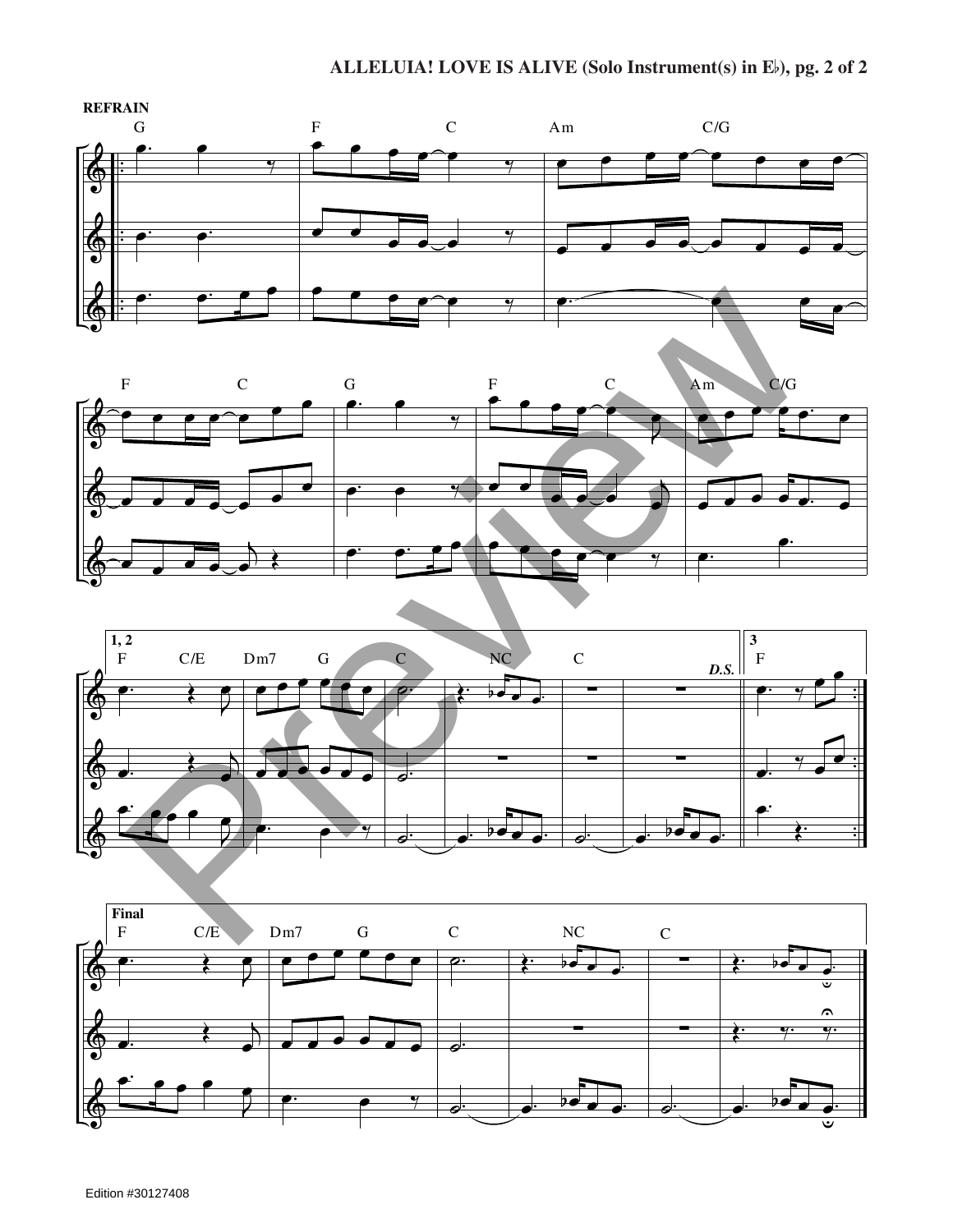REFRAIN

G F C Am C/G

F C G F C Am C/G

1, 2

F C/E Dm7 G C NC C *D.S.*

3

F

Final

F C/E Dm7 G C NC C

Edition #30127408